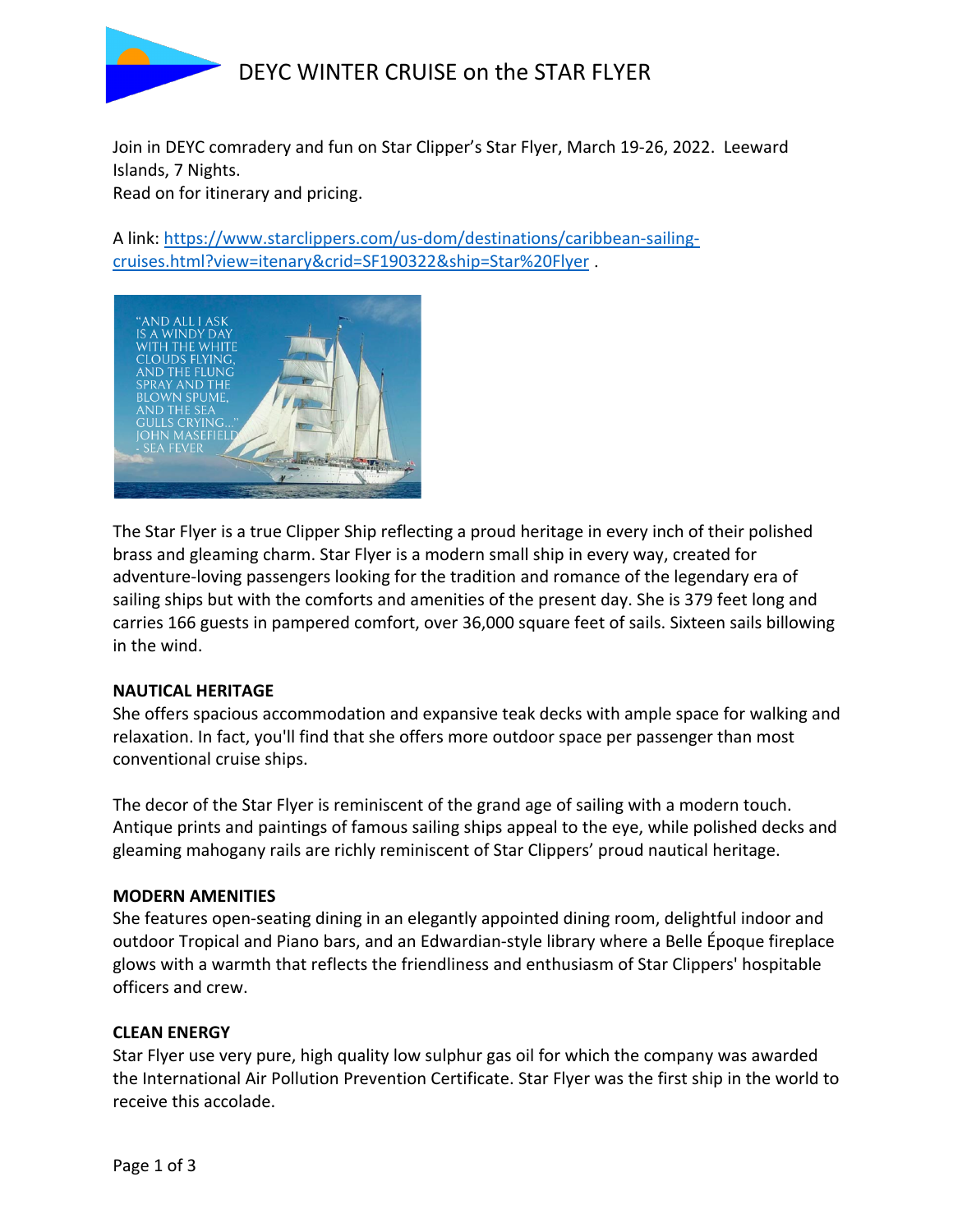# DEYC WINTER CRUISE on the STAR FLYER

Join in DEYC comradery and fun on Star Clipper's Star Flyer, March 19-26, 2022. Leeward Islands, 7 Nights.
Read on for itinerary and pricing.

A link: [https://www.starclippers.com/us-dom/destinations/caribbean-sailing-cruises.html?view=itenary&crid=SF190322&ship=Star%20Flyer](https://www.starclippers.com/us-dom/destinations/caribbean-sailing-cruises.html?view=itenary&crid=SF190322&ship=Star%20Flyer) .

The Star Flyer is a true Clipper Ship reflecting a proud heritage in every inch of their polished brass and gleaming charm. Star Flyer is a modern small ship in every way, created for adventure-loving passengers looking for the tradition and romance of the legendary era of sailing ships but with the comforts and amenities of the present day. She is 379 feet long and carries 166 guests in pampered comfort, over 36,000 square feet of sails. Sixteen sails billowing in the wind.

**NAUTICAL HERITAGE**

She offers spacious accommodation and expansive teak decks with ample space for walking and relaxation. In fact, you'll find that she offers more outdoor space per passenger than most conventional cruise ships.

The decor of the Star Flyer is reminiscent of the grand age of sailing with a modern touch. Antique prints and paintings of famous sailing ships appeal to the eye, while polished decks and gleaming mahogany rails are richly reminiscent of Star Clippers' proud nautical heritage.

**MODERN AMENITIES**

She features open-seating dining in an elegantly appointed dining room, delightful indoor and outdoor Tropical and Piano bars, and an Edwardian-style library where a Belle Époque fireplace glows with a warmth that reflects the friendliness and enthusiasm of Star Clippers' hospitable officers and crew.

**CLEAN ENERGY**

Star Flyer use very pure, high quality low sulphur gas oil for which the company was awarded the International Air Pollution Prevention Certificate. Star Flyer was the first ship in the world to receive this accolade.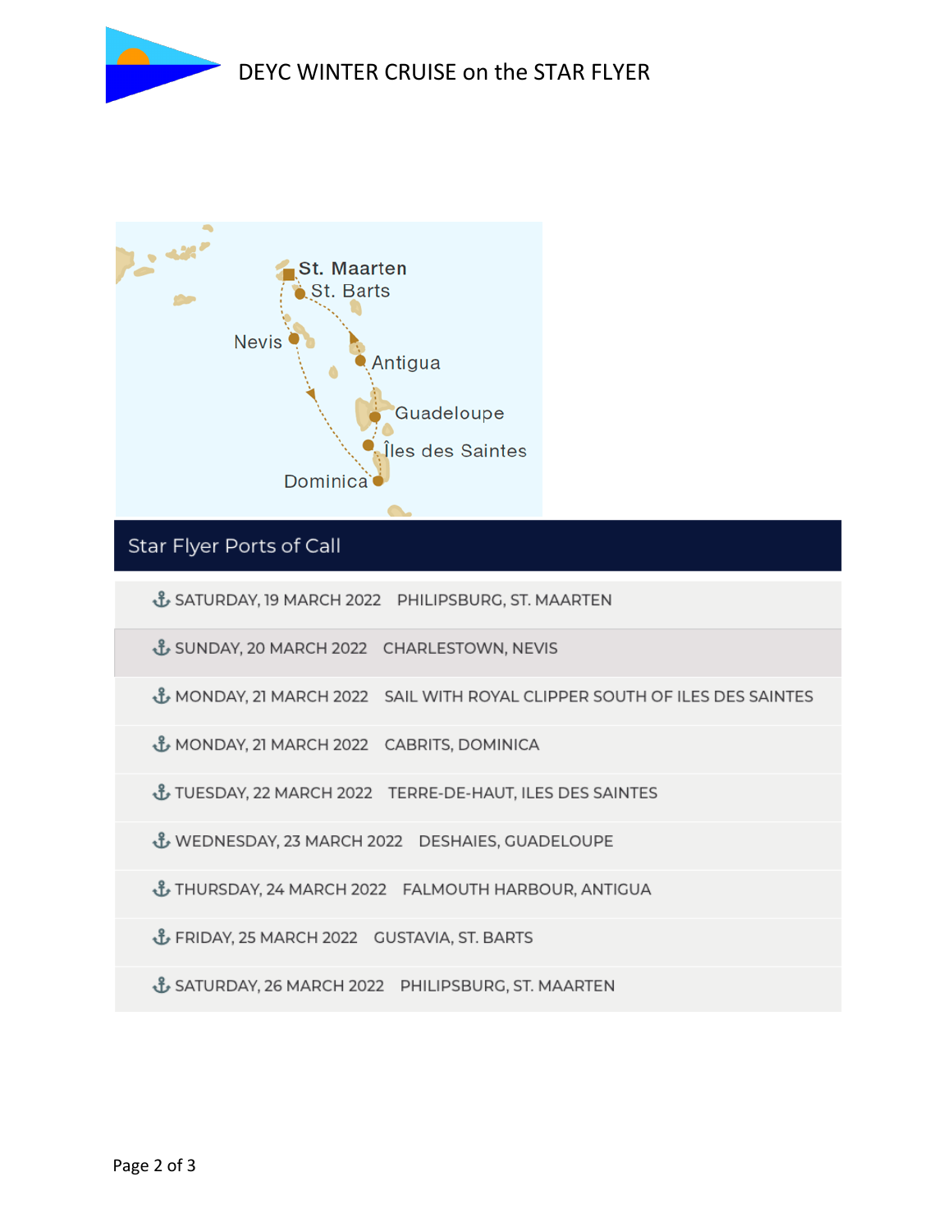## Star Flyer Ports of Call

| Date | Port |
| --- | --- |
| SATURDAY, 19 MARCH 2022 | PHILIPSBURG, ST. MAARTEN |
| SUNDAY, 20 MARCH 2022 | CHARLESTOWN, NEVIS |
| MONDAY, 21 MARCH 2022 | SAIL WITH ROYAL CLIPPER SOUTH OF ILES DES SAINTES |
| MONDAY, 21 MARCH 2022 | CABRITS, DOMINICA |
| TUESDAY, 22 MARCH 2022 | TERRE-DE-HAUT, ILES DES SAINTES |
| WEDNESDAY, 23 MARCH 2022 | DESHAIES, GUADELOUPE |
| THURSDAY, 24 MARCH 2022 | FALMOUTH HARBOUR, ANTIGUA |
| FRIDAY, 25 MARCH 2022 | GUSTAVIA, ST. BARTS |
| SATURDAY, 26 MARCH 2022 | PHILIPSBURG, ST. MAARTEN |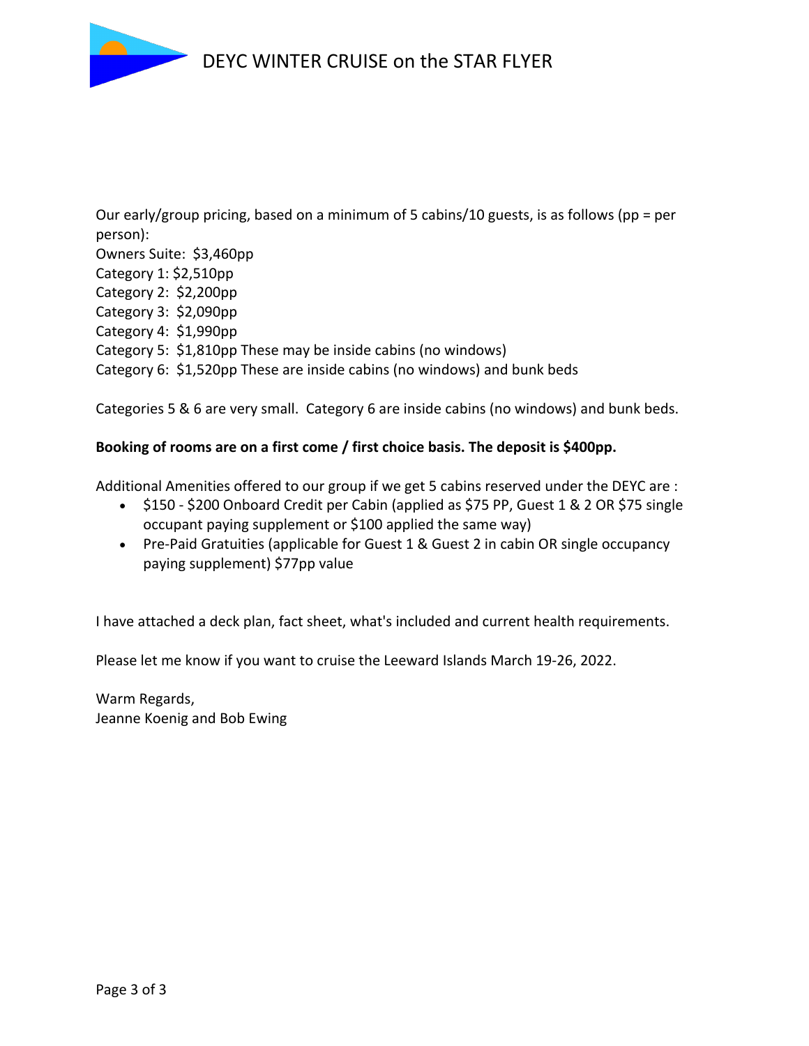# DEYC WINTER CRUISE on the STAR FLYER

Our early/group pricing, based on a minimum of 5 cabins/10 guests, is as follows (pp = per person):

Owners Suite: $3,460pp
Category 1: $2,510pp
Category 2: $2,200pp
Category 3: $2,090pp
Category 4: $1,990pp
Category 5: $1,810pp These may be inside cabins (no windows)
Category 6: $1,520pp These are inside cabins (no windows) and bunk beds

Categories 5 & 6 are very small. Category 6 are inside cabins (no windows) and bunk beds.

**Booking of rooms are on a first come / first choice basis. The deposit is $400pp.**

Additional Amenities offered to our group if we get 5 cabins reserved under the DEYC are :

- $150 - $200 Onboard Credit per Cabin (applied as $75 PP, Guest 1 & 2 OR $75 single occupant paying supplement or $100 applied the same way)
- Pre-Paid Gratuities (applicable for Guest 1 & Guest 2 in cabin OR single occupancy paying supplement) $77pp value

I have attached a deck plan, fact sheet, what's included and current health requirements.

Please let me know if you want to cruise the Leeward Islands March 19-26, 2022.

Warm Regards,
Jeanne Koenig and Bob Ewing